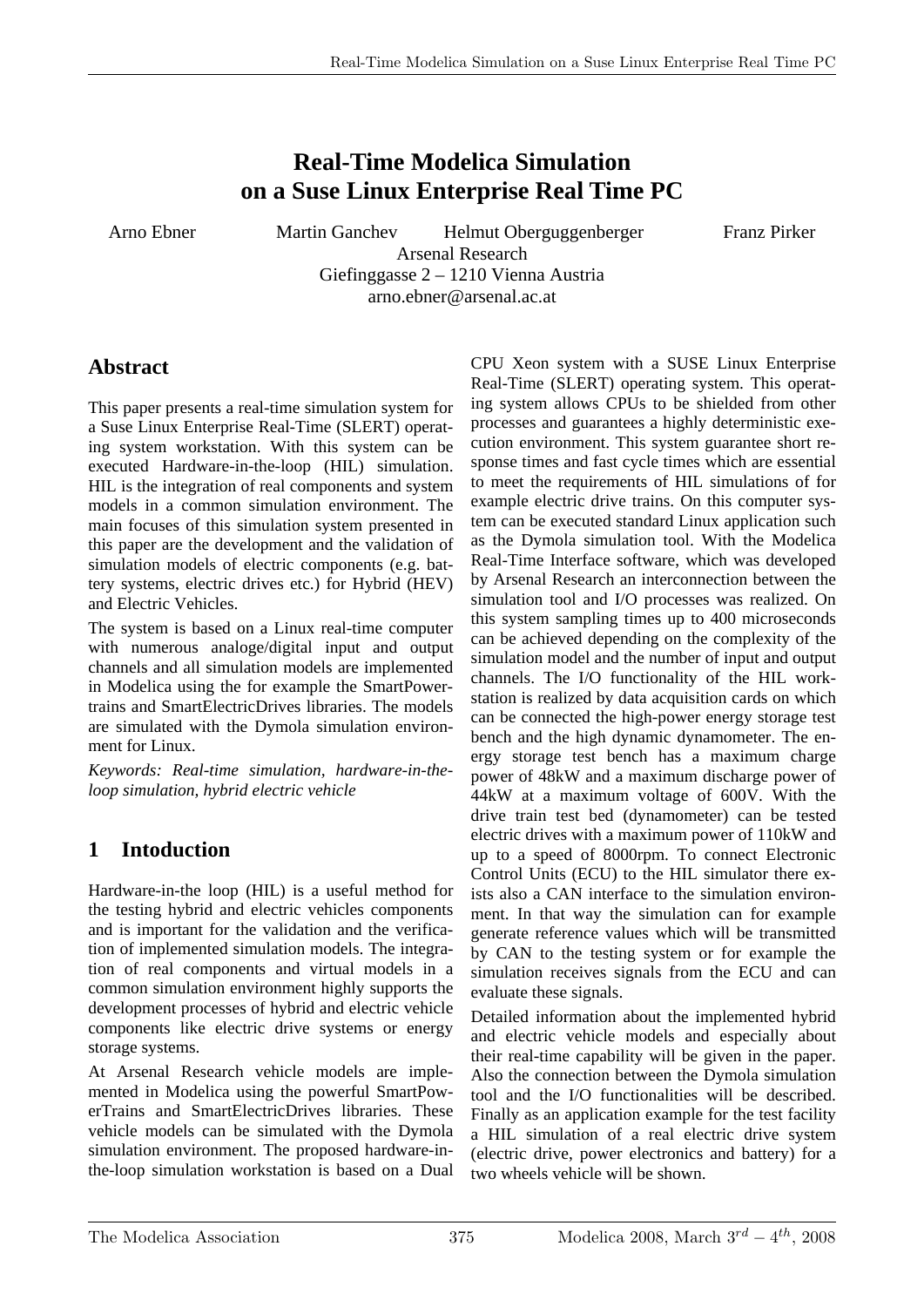# Real-Time Modelica Simulation on a Suse Linux Enterprise Real Time PC

Arno Ebner  Martin Ganchev  Helmut Oberguggenberger  Franz Pirker

Arsenal Research

Giefinggasse 2 – 1210 Vienna Austria

arno.ebner@arsenal.ac.at

## Abstract

This paper presents a real-time simulation system for a Suse Linux Enterprise Real-Time (SLERT) operating system workstation. With this system can be executed Hardware-in-the-loop (HIL) simulation. HIL is the integration of real components and system models in a common simulation environment. The main focuses of this simulation system presented in this paper are the development and the validation of simulation models of electric components (e.g. battery systems, electric drives etc.) for Hybrid (HEV) and Electric Vehicles.

The system is based on a Linux real-time computer with numerous analoge/digital input and output channels and all simulation models are implemented in Modelica using the for example the SmartPowertrains and SmartElectricDrives libraries. The models are simulated with the Dymola simulation environment for Linux.

*Keywords: Real-time simulation, hardware-in-the-loop simulation, hybrid electric vehicle*

## 1 Intoduction

Hardware-in-the loop (HIL) is a useful method for the testing hybrid and electric vehicles components and is important for the validation and the verification of implemented simulation models. The integration of real components and virtual models in a common simulation environment highly supports the development processes of hybrid and electric vehicle components like electric drive systems or energy storage systems.

At Arsenal Research vehicle models are implemented in Modelica using the powerful SmartPowerTrains and SmartElectricDrives libraries. These vehicle models can be simulated with the Dymola simulation environment. The proposed hardware-in-the-loop simulation workstation is based on a Dual CPU Xeon system with a SUSE Linux Enterprise Real-Time (SLERT) operating system. This operating system allows CPUs to be shielded from other processes and guarantees a highly deterministic execution environment. This system guarantee short response times and fast cycle times which are essential to meet the requirements of HIL simulations of for example electric drive trains. On this computer system can be executed standard Linux application such as the Dymola simulation tool. With the Modelica Real-Time Interface software, which was developed by Arsenal Research an interconnection between the simulation tool and I/O processes was realized. On this system sampling times up to 400 microseconds can be achieved depending on the complexity of the simulation model and the number of input and output channels. The I/O functionality of the HIL workstation is realized by data acquisition cards on which can be connected the high-power energy storage test bench and the high dynamic dynamometer. The energy storage test bench has a maximum charge power of 48kW and a maximum discharge power of 44kW at a maximum voltage of 600V. With the drive train test bed (dynamometer) can be tested electric drives with a maximum power of 110kW and up to a speed of 8000rpm. To connect Electronic Control Units (ECU) to the HIL simulator there exists also a CAN interface to the simulation environment. In that way the simulation can for example generate reference values which will be transmitted by CAN to the testing system or for example the simulation receives signals from the ECU and can evaluate these signals.

Detailed information about the implemented hybrid and electric vehicle models and especially about their real-time capability will be given in the paper. Also the connection between the Dymola simulation tool and the I/O functionalities will be described. Finally as an application example for the test facility a HIL simulation of a real electric drive system (electric drive, power electronics and battery) for a two wheels vehicle will be shown.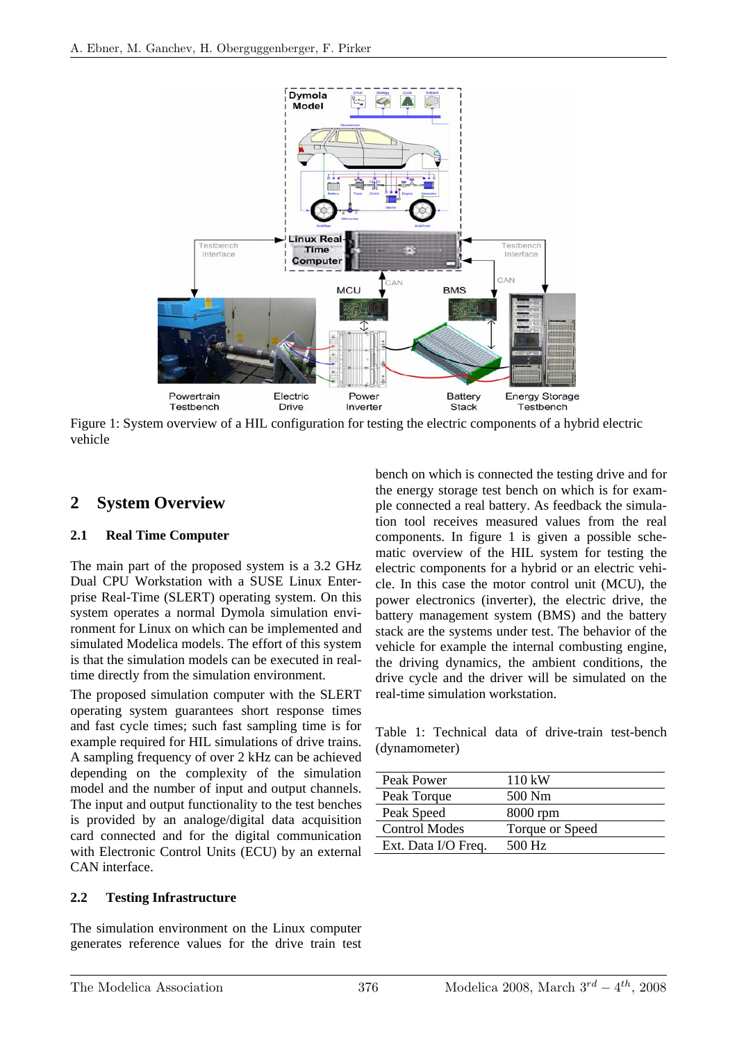Figure 1: System overview of a HIL configuration for testing the electric components of a hybrid electric vehicle

## 2 System Overview

### 2.1 Real Time Computer

The main part of the proposed system is a 3.2 GHz Dual CPU Workstation with a SUSE Linux Enterprise Real-Time (SLERT) operating system. On this system operates a normal Dymola simulation environment for Linux on which are implemented and simulated Modelica models. The effort of this system is that the simulation models can be executed in real-time directly from the simulation environment.

The proposed simulation computer with the SLERT operating system guarantees short response times and fast cycle times; such fast sampling time is for example required for HIL simulations of drive trains. A sampling frequency of over 2 kHz can be achieved depending on the complexity of the simulation model and the number of input and output channels. The input and output functionality to the test benches is provided by an analoge/digital data acquisition card connected and for the digital communication with Electronic Control Units (ECU) by an external CAN interface.

### 2.2 Testing Infrastructure

The simulation environment on the Linux computer generates reference values for the drive train test bench on which is connected the testing drive and for the energy storage test bench on which is for example connected a real battery. As feedback the simulation tool receives measured values from the real components. In figure 1 is given a possible schematic overview of the HIL system for testing the electric components for a hybrid or an electric vehicle. In this case the motor control unit (MCU), the power electronics (inverter), the electric drive, the battery management system (BMS) and the battery stack are the systems under test. The behavior of the vehicle for example the internal combusting engine, the driving dynamics, the ambient conditions, the drive cycle and the driver will be simulated on the real-time simulation workstation.

Table 1: Technical data of drive-train test-bench (dynamometer)

| | |
|---|---|
| Peak Power | 110 kW |
| Peak Torque | 500 Nm |
| Peak Speed | 8000 rpm |
| Control Modes | Torque or Speed |
| Ext. Data I/O Freq. | 500 Hz |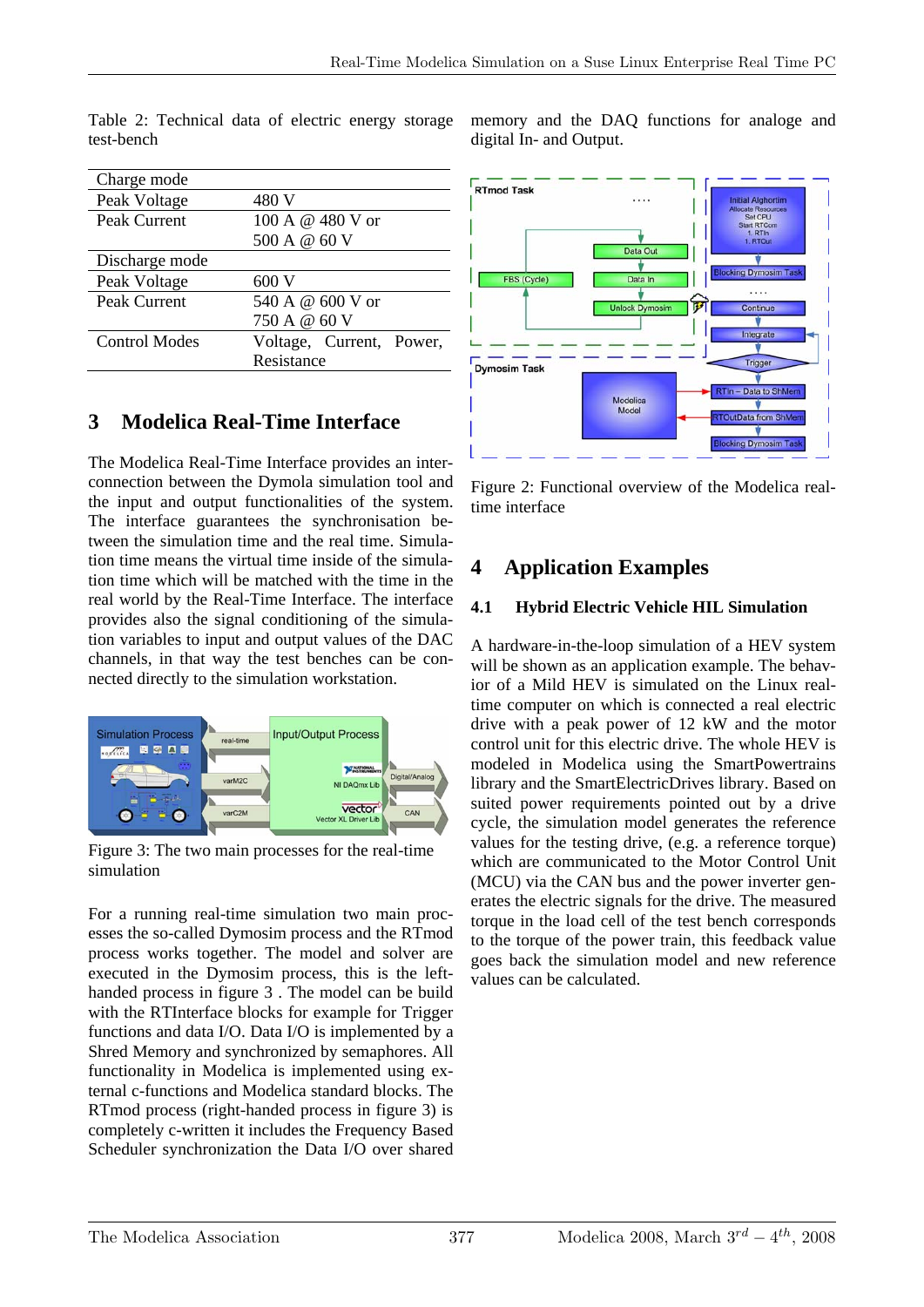Table 2: Technical data of electric energy storage test-bench

| Charge mode | |
|---|---|
| Peak Voltage | 480 V |
| Peak Current | 100 A @ 480 V or 500 A @ 60 V |
| Discharge mode | |
| Peak Voltage | 600 V |
| Peak Current | 540 A @ 600 V or 750 A @ 60 V |
| Control Modes | Voltage, Current, Power, Resistance |

## 3 Modelica Real-Time Interface

The Modelica Real-Time Interface provides an interconnection between the Dymola simulation tool and the input and output functionalities of the system. The interface guarantees the synchronisation between the simulation time and the real time. Simulation time means the virtual time inside of the simulation time which will be matched with the time in the real world by the Real-Time Interface. The interface provides also the signal conditioning of the simulation variables to input and output values of the DAC channels, in that way the test benches can be connected directly to the simulation workstation.

Figure 3: The two main processes for the real-time simulation

For a running real-time simulation two main processes the so-called Dymosim process and the RTmod process works together. The model and solver are executed in the Dymosim process, this is the left-handed process in figure 3 . The model can be build with the RTInterface blocks for example for Trigger functions and data I/O. Data I/O is implemented by a Shred Memory and synchronized by semaphores. All functionality in Modelica is implemented using external c-functions and Modelica standard blocks. The RTmod process (right-handed process in figure 3) is completely c-written it includes the Frequency Based Scheduler synchronization the Data I/O over shared memory and the DAQ functions for analoge and digital In- and Output.

Figure 2: Functional overview of the Modelica real-time interface

## 4 Application Examples

### 4.1 Hybrid Electric Vehicle HIL Simulation

A hardware-in-the-loop simulation of a HEV system will be shown as an application example. The behavior of a Mild HEV is simulated on the Linux real-time computer on which is connected a real electric drive with a peak power of 12 kW and the motor control unit for this electric drive. The whole HEV is modeled in Modelica using the SmartPowertrains library and the SmartElectricDrives library. Based on suited power requirements pointed out by a drive cycle, the simulation model generates the reference values for the testing drive, (e.g. a reference torque) which are communicated to the Motor Control Unit (MCU) via the CAN bus and the power inverter generates the electric signals for the drive. The measured torque in the load cell of the test bench corresponds to the torque of the power train, this feedback value goes back the simulation model and new reference values can be calculated.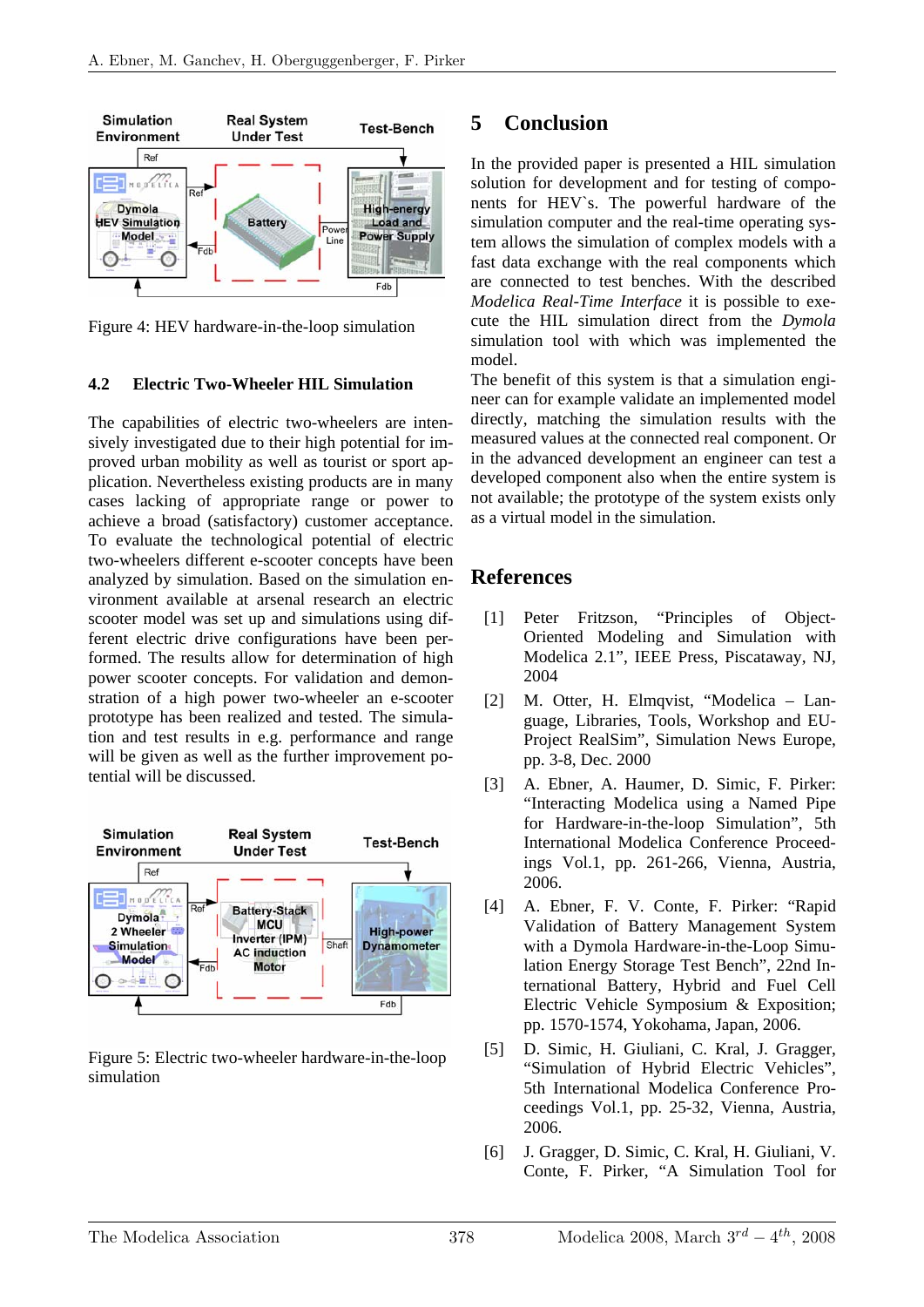Figure 4: HEV hardware-in-the-loop simulation

### 4.2 Electric Two-Wheeler HIL Simulation

The capabilities of electric two-wheelers are intensively investigated due to their high potential for improved urban mobility as well as tourist or sport application. Nevertheless existing products are in many cases lacking of appropriate range or power to achieve a broad (satisfactory) customer acceptance. To evaluate the technological potential of electric two-wheelers different e-scooter concepts have been analyzed by simulation. Based on the simulation environment available at arsenal research an electric scooter model was set up and simulations using different electric drive configurations have been performed. The results allow for determination of high power scooter concepts. For validation and demonstration of a high power two-wheeler an e-scooter prototype has been realized and tested. The simulation and test results in e.g. performance and range will be given as well as the further improvement potential will be discussed.

Figure 5: Electric two-wheeler hardware-in-the-loop simulation

## 5 Conclusion

In the provided paper is presented a HIL simulation solution for development and for testing of components for HEV`s. The powerful hardware of the simulation computer and the real-time operating system allows the simulation of complex models with a fast data exchange with the real components which are connected to test benches. With the described *Modelica Real-Time Interface* it is possible to execute the HIL simulation direct from the *Dymola* simulation tool with which was implemented the model.

The benefit of this system is that a simulation engineer can for example validate an implemented model directly, matching the simulation results with the measured values at the connected real component. Or in the advanced development an engineer can test a developed component also when the entire system is not available; the prototype of the system exists only as a virtual model in the simulation.

## References

[1] Peter Fritzson, "Principles of Object-Oriented Modeling and Simulation with Modelica 2.1", IEEE Press, Piscataway, NJ, 2004

[2] M. Otter, H. Elmqvist, "Modelica – Language, Libraries, Tools, Workshop and EU-Project RealSim", Simulation News Europe, pp. 3-8, Dec. 2000

[3] A. Ebner, A. Haumer, D. Simic, F. Pirker: "Interacting Modelica using a Named Pipe for Hardware-in-the-loop Simulation", 5th International Modelica Conference Proceedings Vol.1, pp. 261-266, Vienna, Austria, 2006.

[4] A. Ebner, F. V. Conte, F. Pirker: "Rapid Validation of Battery Management System with a Dymola Hardware-in-the-Loop Simulation Energy Storage Test Bench", 22nd International Battery, Hybrid and Fuel Cell Electric Vehicle Symposium & Exposition; pp. 1570-1574, Yokohama, Japan, 2006.

[5] D. Simic, H. Giuliani, C. Kral, J. Gragger, "Simulation of Hybrid Electric Vehicles", 5th International Modelica Conference Proceedings Vol.1, pp. 25-32, Vienna, Austria, 2006.

[6] J. Gragger, D. Simic, C. Kral, H. Giuliani, V. Conte, F. Pirker, "A Simulation Tool for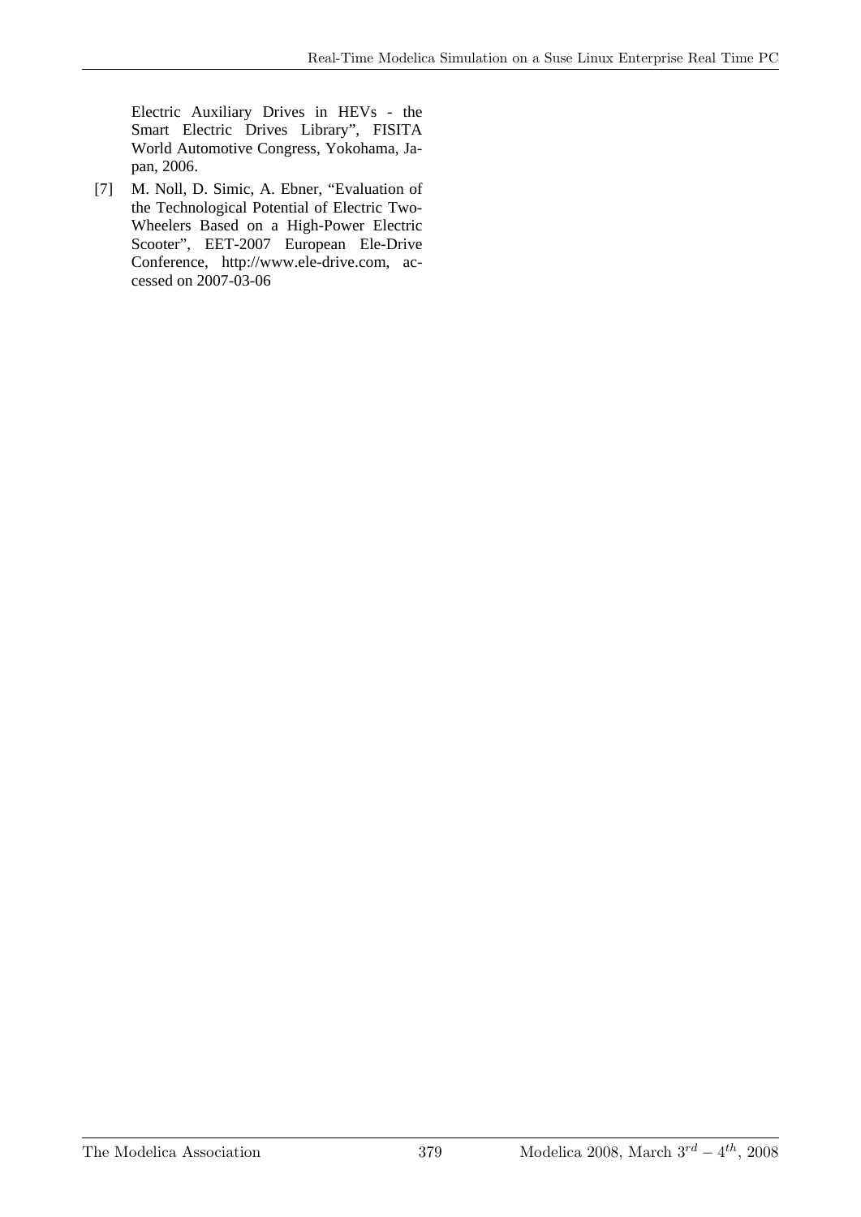Electric Auxiliary Drives in HEVs - the Smart Electric Drives Library", FISITA World Automotive Congress, Yokohama, Japan, 2006.

[7] M. Noll, D. Simic, A. Ebner, "Evaluation of the Technological Potential of Electric Two-Wheelers Based on a High-Power Electric Scooter", EET-2007 European Ele-Drive Conference, http://www.ele-drive.com, accessed on 2007-03-06